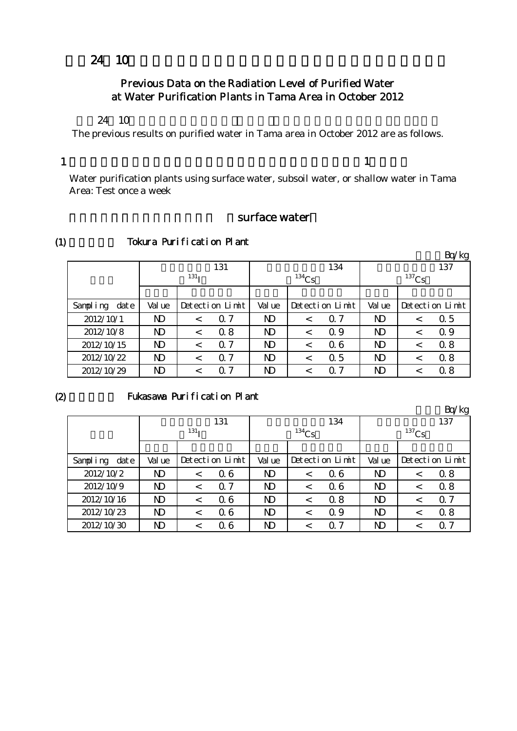# 24 10

## Previous Data on the Radiation Level of Purified Water at Water Purification Plants in Tama Area in October 2012

24 10

The previous results on purified water in Tama area in October 2012 are as follows.

1 1

Water purification plants using surface water, subsoil water, or shallow water in Tama Area: Test once a week

surface water

(1) Tokura Purification Plant

Bq/kg

| | 131 $^{131}I$ | | | 134 $^{134}Cs$ | | | 137 $^{137}Cs$ | | |
|---|---|---|---|---|---|---|---|---|---|
| Sampling date | Value | Detection Limit | | Value | Detection Limit | | Value | Detection Limit | |
| 2012/10/1 | ND | < | 0.7 | ND | < | 0.7 | ND | < | 0.5 |
| 2012/10/8 | ND | < | 0.8 | ND | < | 0.9 | ND | < | 0.9 |
| 2012/10/15 | ND | < | 0.7 | ND | < | 0.6 | ND | < | 0.8 |
| 2012/10/22 | ND | < | 0.7 | ND | < | 0.5 | ND | < | 0.8 |
| 2012/10/29 | ND | < | 0.7 | ND | < | 0.7 | ND | < | 0.8 |

(2) Fukasawa Purification Plant

Bq/kg

| | 131 $^{131}I$ | | | 134 $^{134}Cs$ | | | 137 $^{137}Cs$ | | |
|---|---|---|---|---|---|---|---|---|---|
| Sampling date | Value | Detection Limit | | Value | Detection Limit | | Value | Detection Limit | |
| 2012/10/2 | ND | < | 0.6 | ND | < | 0.6 | ND | < | 0.8 |
| 2012/10/9 | ND | < | 0.7 | ND | < | 0.6 | ND | < | 0.8 |
| 2012/10/16 | ND | < | 0.6 | ND | < | 0.8 | ND | < | 0.7 |
| 2012/10/23 | ND | < | 0.6 | ND | < | 0.9 | ND | < | 0.8 |
| 2012/10/30 | ND | < | 0.6 | ND | < | 0.7 | ND | < | 0.7 |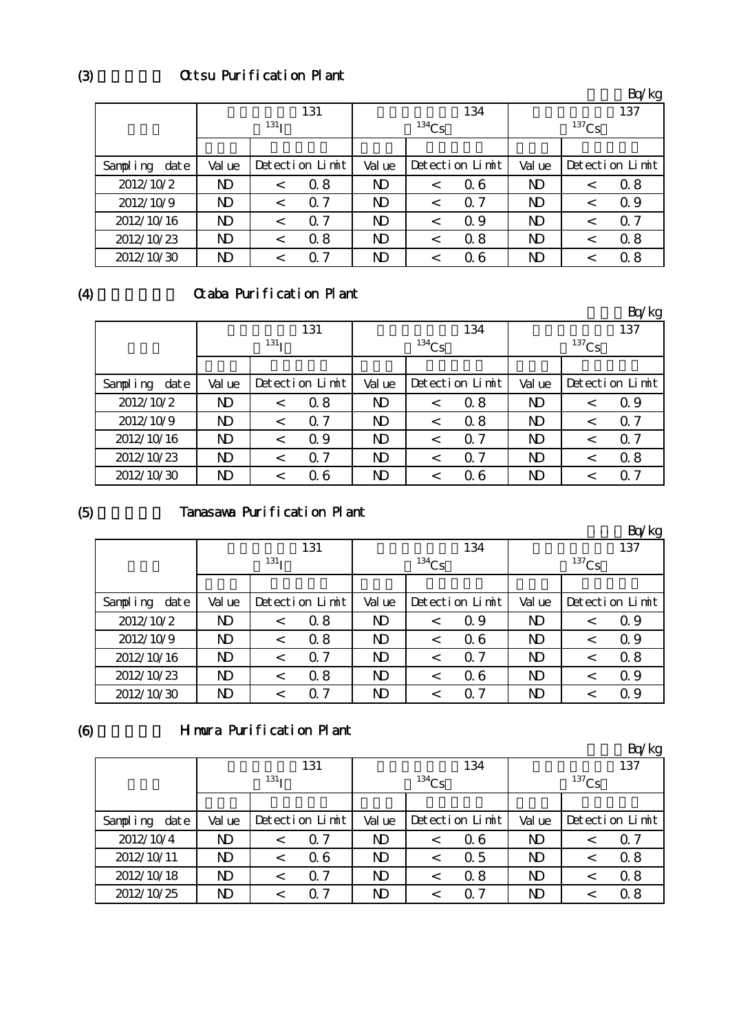## (3) Ottsu Purification Plant

Bq/kg

| | 131 $^{131}I$ | | | 134 $^{134}Cs$ | | | 137 $^{137}Cs$ | | |
|---|---|---|---|---|---|---|---|---|---|
| Sampling date | Value | Detection Limit | | Value | Detection Limit | | Value | Detection Limit | |
| 2012/10/2 | ND | < | 0.8 | ND | < | 0.6 | ND | < | 0.8 |
| 2012/10/9 | ND | < | 0.7 | ND | < | 0.7 | ND | < | 0.9 |
| 2012/10/16 | ND | < | 0.7 | ND | < | 0.9 | ND | < | 0.7 |
| 2012/10/23 | ND | < | 0.8 | ND | < | 0.8 | ND | < | 0.8 |
| 2012/10/30 | ND | < | 0.7 | ND | < | 0.6 | ND | < | 0.8 |

## (4) Otaba Purification Plant

Bq/kg

| | 131 $^{131}I$ | | | 134 $^{134}Cs$ | | | 137 $^{137}Cs$ | | |
|---|---|---|---|---|---|---|---|---|---|
| Sampling date | Value | Detection Limit | | Value | Detection Limit | | Value | Detection Limit | |
| 2012/10/2 | ND | < | 0.8 | ND | < | 0.8 | ND | < | 0.9 |
| 2012/10/9 | ND | < | 0.7 | ND | < | 0.8 | ND | < | 0.7 |
| 2012/10/16 | ND | < | 0.9 | ND | < | 0.7 | ND | < | 0.7 |
| 2012/10/23 | ND | < | 0.7 | ND | < | 0.7 | ND | < | 0.8 |
| 2012/10/30 | ND | < | 0.6 | ND | < | 0.6 | ND | < | 0.7 |

## (5) Tanasawa Purification Plant

Bq/kg

| | 131 $^{131}I$ | | | 134 $^{134}Cs$ | | | 137 $^{137}Cs$ | | |
|---|---|---|---|---|---|---|---|---|---|
| Sampling date | Value | Detection Limit | | Value | Detection Limit | | Value | Detection Limit | |
| 2012/10/2 | ND | < | 0.8 | ND | < | 0.9 | ND | < | 0.9 |
| 2012/10/9 | ND | < | 0.8 | ND | < | 0.6 | ND | < | 0.9 |
| 2012/10/16 | ND | < | 0.7 | ND | < | 0.7 | ND | < | 0.8 |
| 2012/10/23 | ND | < | 0.8 | ND | < | 0.6 | ND | < | 0.9 |
| 2012/10/30 | ND | < | 0.7 | ND | < | 0.7 | ND | < | 0.9 |

## (6) Himura Purification Plant

Bq/kg

| | 131 $^{131}I$ | | | 134 $^{134}Cs$ | | | 137 $^{137}Cs$ | | |
|---|---|---|---|---|---|---|---|---|---|
| Sampling date | Value | Detection Limit | | Value | Detection Limit | | Value | Detection Limit | |
| 2012/10/4 | ND | < | 0.7 | ND | < | 0.6 | ND | < | 0.7 |
| 2012/10/11 | ND | < | 0.6 | ND | < | 0.5 | ND | < | 0.8 |
| 2012/10/18 | ND | < | 0.7 | ND | < | 0.8 | ND | < | 0.8 |
| 2012/10/25 | ND | < | 0.7 | ND | < | 0.7 | ND | < | 0.8 |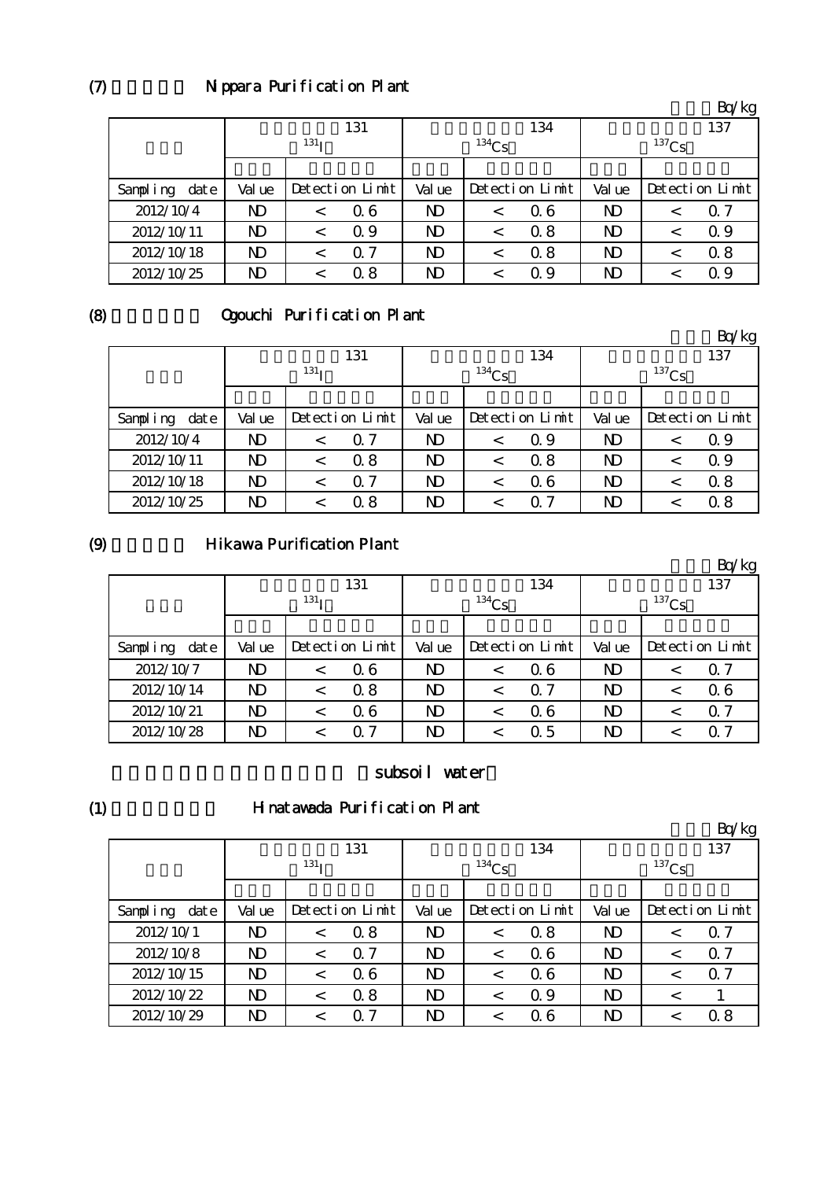## (7) Nippara Purification Plant

Bq/kg

| | 131 $^{131}I$ | | 134 $^{134}Cs$ | | 137 $^{137}Cs$ | |
|---|---|---|---|---|---|---|
| Sampling date | Value | Detection Limit | Value | Detection Limit | Value | Detection Limit |
| 2012/10/4 | ND | < 0.6 | ND | < 0.6 | ND | < 0.7 |
| 2012/10/11 | ND | < 0.9 | ND | < 0.8 | ND | < 0.9 |
| 2012/10/18 | ND | < 0.7 | ND | < 0.8 | ND | < 0.8 |
| 2012/10/25 | ND | < 0.8 | ND | < 0.9 | ND | < 0.9 |

## (8) Ogouchi Purification Plant

Bq/kg

| | 131 $^{131}I$ | | 134 $^{134}Cs$ | | 137 $^{137}Cs$ | |
|---|---|---|---|---|---|---|
| Sampling date | Value | Detection Limit | Value | Detection Limit | Value | Detection Limit |
| 2012/10/4 | ND | < 0.7 | ND | < 0.9 | ND | < 0.9 |
| 2012/10/11 | ND | < 0.8 | ND | < 0.8 | ND | < 0.9 |
| 2012/10/18 | ND | < 0.7 | ND | < 0.6 | ND | < 0.8 |
| 2012/10/25 | ND | < 0.8 | ND | < 0.7 | ND | < 0.8 |

## (9) Hikawa Purification Plant

Bq/kg

| | 131 $^{131}I$ | | 134 $^{134}Cs$ | | 137 $^{137}Cs$ | |
|---|---|---|---|---|---|---|
| Sampling date | Value | Detection Limit | Value | Detection Limit | Value | Detection Limit |
| 2012/10/7 | ND | < 0.6 | ND | < 0.6 | ND | < 0.7 |
| 2012/10/14 | ND | < 0.8 | ND | < 0.7 | ND | < 0.6 |
| 2012/10/21 | ND | < 0.6 | ND | < 0.6 | ND | < 0.7 |
| 2012/10/28 | ND | < 0.7 | ND | < 0.5 | ND | < 0.7 |

# subsoil water

## (1) Hinatawada Purification Plant

Bq/kg

| | 131 $^{131}I$ | | 134 $^{134}Cs$ | | 137 $^{137}Cs$ | |
|---|---|---|---|---|---|---|
| Sampling date | Value | Detection Limit | Value | Detection Limit | Value | Detection Limit |
| 2012/10/1 | ND | < 0.8 | ND | < 0.8 | ND | < 0.7 |
| 2012/10/8 | ND | < 0.7 | ND | < 0.6 | ND | < 0.7 |
| 2012/10/15 | ND | < 0.6 | ND | < 0.6 | ND | < 0.7 |
| 2012/10/22 | ND | < 0.8 | ND | < 0.9 | ND | < 1 |
| 2012/10/29 | ND | < 0.7 | ND | < 0.6 | ND | < 0.8 |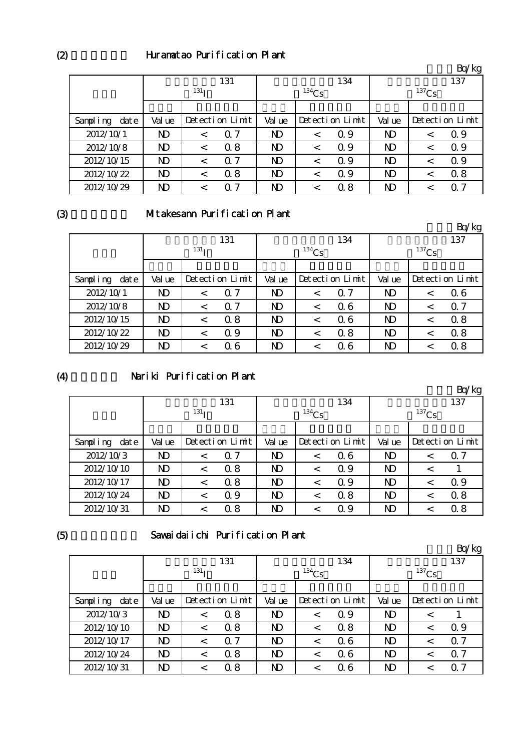## (2) Huramatao Purification Plant

Bq/kg

| | 131 $^{131}$I | | | 134 $^{134}$Cs | | | 137 $^{137}$Cs | | |
|---|---|---|---|---|---|---|---|---|---|
| Sampling date | Value | Detection Limit | | Value | Detection Limit | | Value | Detection Limit | |
| 2012/10/1 | ND | < | 0.7 | ND | < | 0.9 | ND | < | 0.9 |
| 2012/10/8 | ND | < | 0.8 | ND | < | 0.9 | ND | < | 0.9 |
| 2012/10/15 | ND | < | 0.7 | ND | < | 0.9 | ND | < | 0.9 |
| 2012/10/22 | ND | < | 0.8 | ND | < | 0.9 | ND | < | 0.8 |
| 2012/10/29 | ND | < | 0.7 | ND | < | 0.8 | ND | < | 0.7 |

## (3) Mitakesann Purification Plant

Bq/kg

| | 131 $^{131}$I | | | 134 $^{134}$Cs | | | 137 $^{137}$Cs | | |
|---|---|---|---|---|---|---|---|---|---|
| Sampling date | Value | Detection Limit | | Value | Detection Limit | | Value | Detection Limit | |
| 2012/10/1 | ND | < | 0.7 | ND | < | 0.7 | ND | < | 0.6 |
| 2012/10/8 | ND | < | 0.7 | ND | < | 0.6 | ND | < | 0.7 |
| 2012/10/15 | ND | < | 0.8 | ND | < | 0.6 | ND | < | 0.8 |
| 2012/10/22 | ND | < | 0.9 | ND | < | 0.8 | ND | < | 0.8 |
| 2012/10/29 | ND | < | 0.6 | ND | < | 0.6 | ND | < | 0.8 |

## (4) Nariki Purification Plant

Bq/kg

| | 131 $^{131}$I | | | 134 $^{134}$Cs | | | 137 $^{137}$Cs | | |
|---|---|---|---|---|---|---|---|---|---|
| Sampling date | Value | Detection Limit | | Value | Detection Limit | | Value | Detection Limit | |
| 2012/10/3 | ND | < | 0.7 | ND | < | 0.6 | ND | < | 0.7 |
| 2012/10/10 | ND | < | 0.8 | ND | < | 0.9 | ND | < | 1 |
| 2012/10/17 | ND | < | 0.8 | ND | < | 0.9 | ND | < | 0.9 |
| 2012/10/24 | ND | < | 0.9 | ND | < | 0.8 | ND | < | 0.8 |
| 2012/10/31 | ND | < | 0.8 | ND | < | 0.9 | ND | < | 0.8 |

## (5) Sawaidaiichi Purification Plant

Bq/kg

| | 131 $^{131}$I | | | 134 $^{134}$Cs | | | 137 $^{137}$Cs | | |
|---|---|---|---|---|---|---|---|---|---|
| Sampling date | Value | Detection Limit | | Value | Detection Limit | | Value | Detection Limit | |
| 2012/10/3 | ND | < | 0.8 | ND | < | 0.9 | ND | < | 1 |
| 2012/10/10 | ND | < | 0.8 | ND | < | 0.8 | ND | < | 0.9 |
| 2012/10/17 | ND | < | 0.7 | ND | < | 0.6 | ND | < | 0.7 |
| 2012/10/24 | ND | < | 0.8 | ND | < | 0.6 | ND | < | 0.7 |
| 2012/10/31 | ND | < | 0.8 | ND | < | 0.6 | ND | < | 0.7 |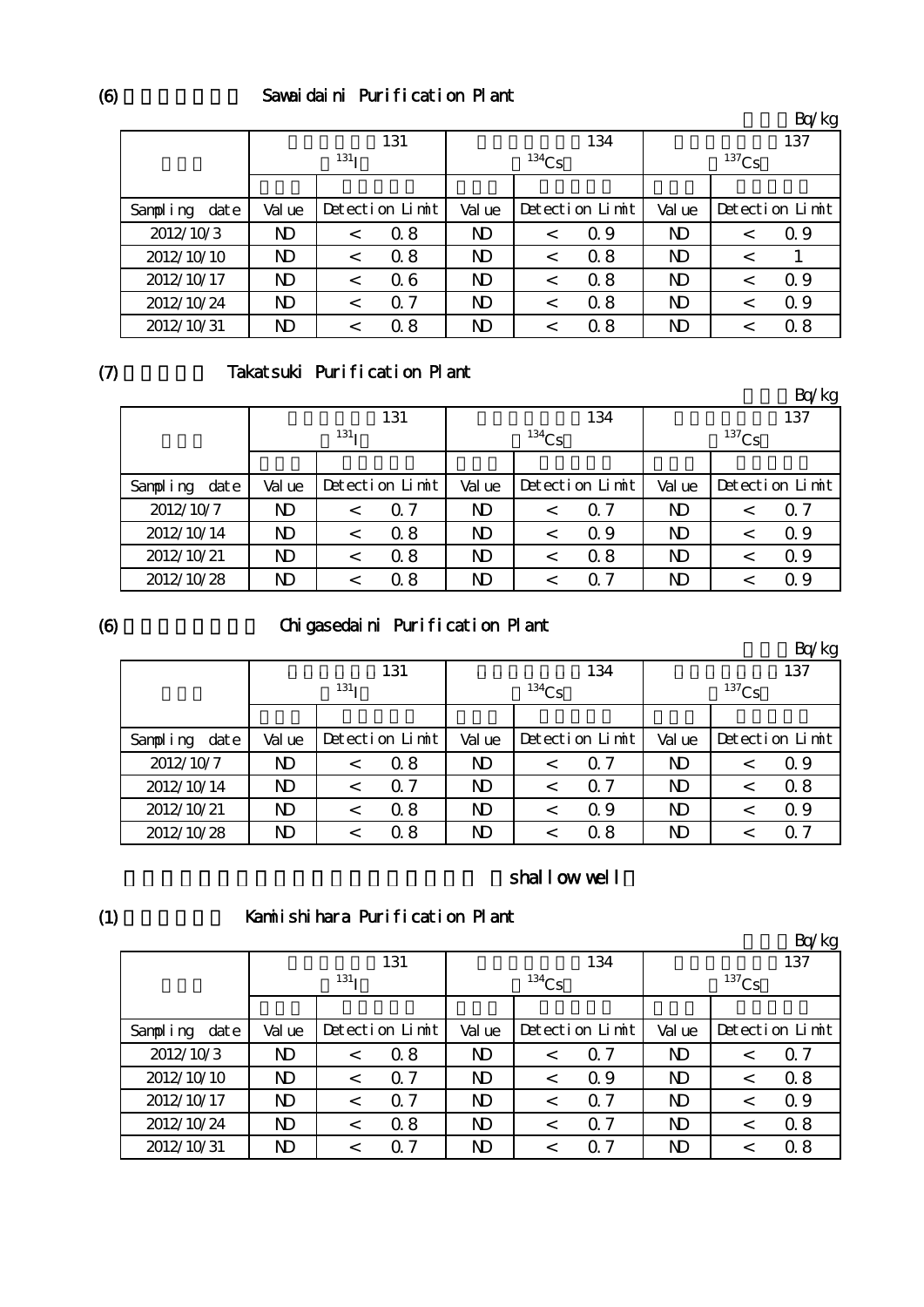## (6) Sawaidaini Purification Plant

Bq/kg

| | 131 $^{131}I$ | | | 134 $^{134}Cs$ | | | 137 $^{137}Cs$ | | |
|---|---|---|---|---|---|---|---|---|---|
| Sampling date | Value | Detection Limit | | Value | Detection Limit | | Value | Detection Limit | |
| 2012/10/3 | ND | < | 0.8 | ND | < | 0.9 | ND | < | 0.9 |
| 2012/10/10 | ND | < | 0.8 | ND | < | 0.8 | ND | < | 1 |
| 2012/10/17 | ND | < | 0.6 | ND | < | 0.8 | ND | < | 0.9 |
| 2012/10/24 | ND | < | 0.7 | ND | < | 0.8 | ND | < | 0.9 |
| 2012/10/31 | ND | < | 0.8 | ND | < | 0.8 | ND | < | 0.8 |

## (7) Takatsuki Purification Plant

Bq/kg

| | 131 $^{131}I$ | | | 134 $^{134}Cs$ | | | 137 $^{137}Cs$ | | |
|---|---|---|---|---|---|---|---|---|---|
| Sampling date | Value | Detection Limit | | Value | Detection Limit | | Value | Detection Limit | |
| 2012/10/7 | ND | < | 0.7 | ND | < | 0.7 | ND | < | 0.7 |
| 2012/10/14 | ND | < | 0.8 | ND | < | 0.9 | ND | < | 0.9 |
| 2012/10/21 | ND | < | 0.8 | ND | < | 0.8 | ND | < | 0.9 |
| 2012/10/28 | ND | < | 0.8 | ND | < | 0.7 | ND | < | 0.9 |

## (6) Chigasedaini Purification Plant

Bq/kg

| | 131 $^{131}I$ | | | 134 $^{134}Cs$ | | | 137 $^{137}Cs$ | | |
|---|---|---|---|---|---|---|---|---|---|
| Sampling date | Value | Detection Limit | | Value | Detection Limit | | Value | Detection Limit | |
| 2012/10/7 | ND | < | 0.8 | ND | < | 0.7 | ND | < | 0.9 |
| 2012/10/14 | ND | < | 0.7 | ND | < | 0.7 | ND | < | 0.8 |
| 2012/10/21 | ND | < | 0.8 | ND | < | 0.9 | ND | < | 0.9 |
| 2012/10/28 | ND | < | 0.8 | ND | < | 0.8 | ND | < | 0.7 |

## shallow well

## (1) Kamishihara Purification Plant

Bq/kg

| | 131 $^{131}I$ | | | 134 $^{134}Cs$ | | | 137 $^{137}Cs$ | | |
|---|---|---|---|---|---|---|---|---|---|
| Sampling date | Value | Detection Limit | | Value | Detection Limit | | Value | Detection Limit | |
| 2012/10/3 | ND | < | 0.8 | ND | < | 0.7 | ND | < | 0.7 |
| 2012/10/10 | ND | < | 0.7 | ND | < | 0.9 | ND | < | 0.8 |
| 2012/10/17 | ND | < | 0.7 | ND | < | 0.7 | ND | < | 0.9 |
| 2012/10/24 | ND | < | 0.8 | ND | < | 0.7 | ND | < | 0.8 |
| 2012/10/31 | ND | < | 0.7 | ND | < | 0.7 | ND | < | 0.8 |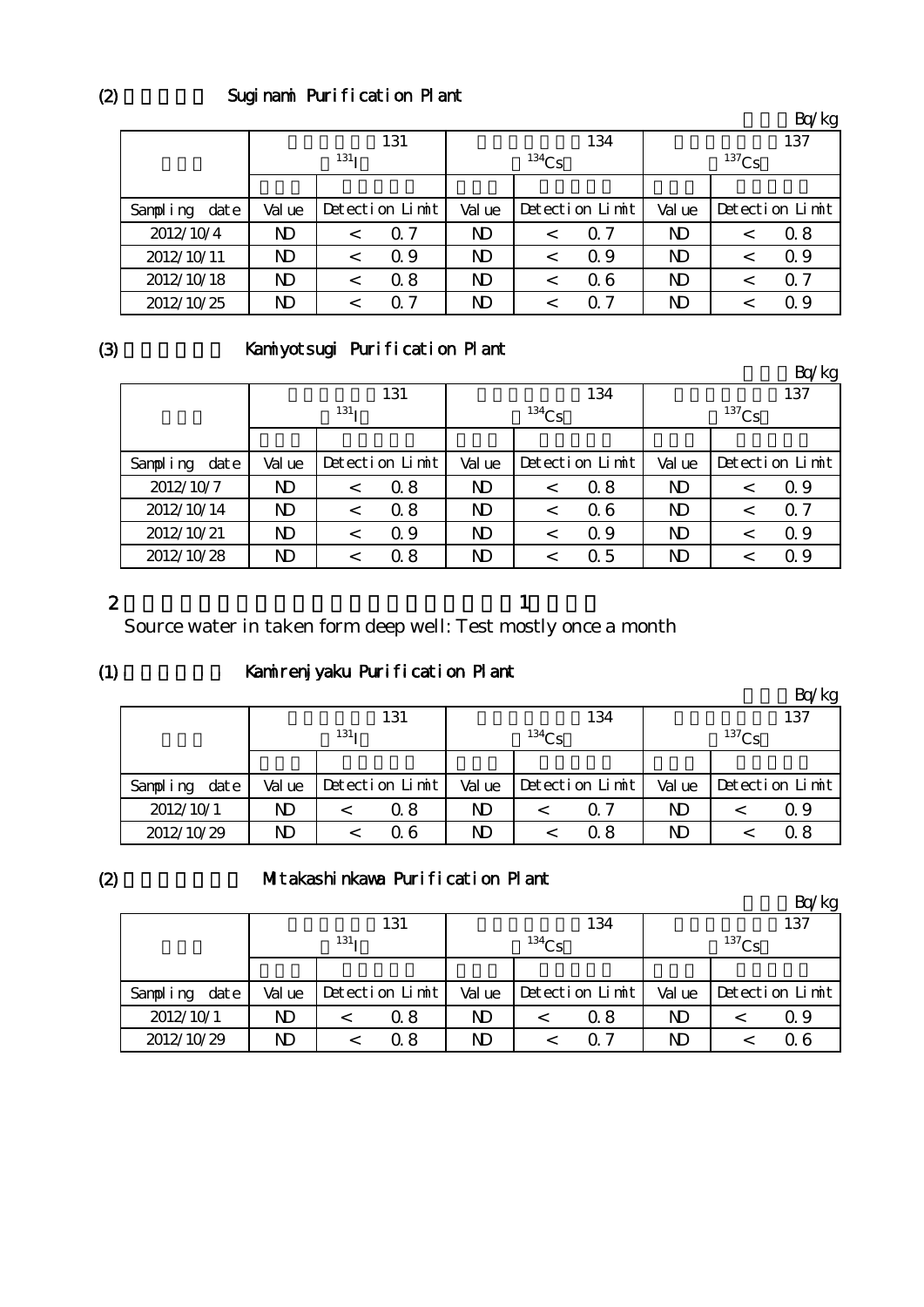## (2) Suginami Purification Plant

Bq/kg

| | 131 $^{131}I$ | | 134 $^{134}Cs$ | | 137 $^{137}Cs$ | |
|---|---|---|---|---|---|---|
| Sampling date | Value | Detection Limit | Value | Detection Limit | Value | Detection Limit |
| 2012/10/4 | ND | < 0.7 | ND | < 0.7 | ND | < 0.8 |
| 2012/10/11 | ND | < 0.9 | ND | < 0.9 | ND | < 0.9 |
| 2012/10/18 | ND | < 0.8 | ND | < 0.6 | ND | < 0.7 |
| 2012/10/25 | ND | < 0.7 | ND | < 0.7 | ND | < 0.9 |

## (3) Kamiyotsugi Purification Plant

Bq/kg

| | 131 $^{131}I$ | | 134 $^{134}Cs$ | | 137 $^{137}Cs$ | |
|---|---|---|---|---|---|---|
| Sampling date | Value | Detection Limit | Value | Detection Limit | Value | Detection Limit |
| 2012/10/7 | ND | < 0.8 | ND | < 0.8 | ND | < 0.9 |
| 2012/10/14 | ND | < 0.8 | ND | < 0.6 | ND | < 0.7 |
| 2012/10/21 | ND | < 0.9 | ND | < 0.9 | ND | < 0.9 |
| 2012/10/28 | ND | < 0.8 | ND | < 0.5 | ND | < 0.9 |

# 2 1

Source water in taken form deep well: Test mostly once a month

## (1) Kamirenjyaku Purification Plant

Bq/kg

| | 131 $^{131}I$ | | 134 $^{134}Cs$ | | 137 $^{137}Cs$ | |
|---|---|---|---|---|---|---|
| Sampling date | Value | Detection Limit | Value | Detection Limit | Value | Detection Limit |
| 2012/10/1 | ND | < 0.8 | ND | < 0.7 | ND | < 0.9 |
| 2012/10/29 | ND | < 0.6 | ND | < 0.8 | ND | < 0.8 |

## (2) Mitakashinkawa Purification Plant

Bq/kg

| | 131 $^{131}I$ | | 134 $^{134}Cs$ | | 137 $^{137}Cs$ | |
|---|---|---|---|---|---|---|
| Sampling date | Value | Detection Limit | Value | Detection Limit | Value | Detection Limit |
| 2012/10/1 | ND | < 0.8 | ND | < 0.8 | ND | < 0.9 |
| 2012/10/29 | ND | < 0.8 | ND | < 0.7 | ND | < 0.6 |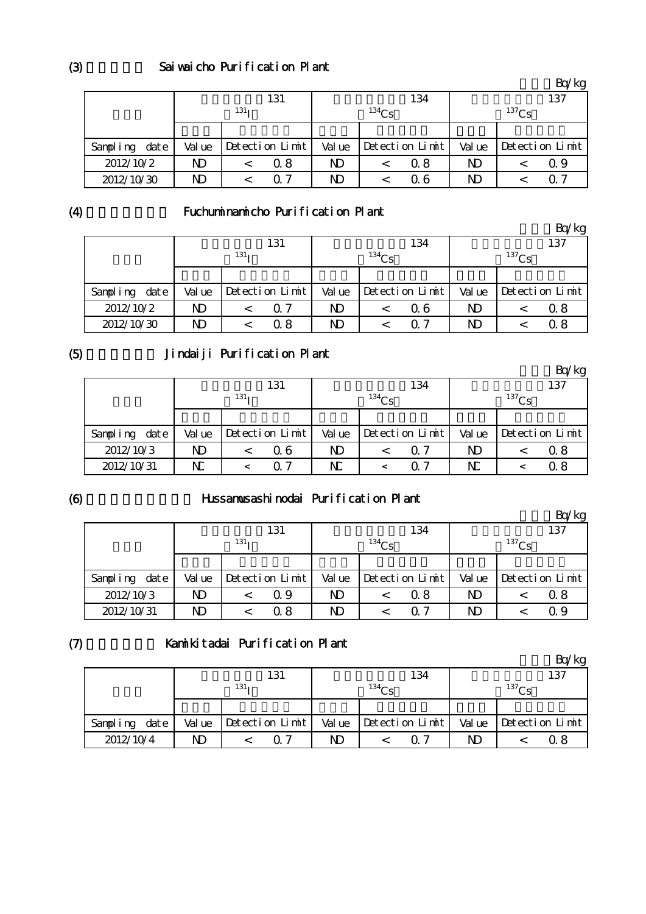### (3) Saiwaicho Purification Plant

Bq/kg

| | 131 $^{131}I$ | | 134 $^{134}Cs$ | | 137 $^{137}Cs$ | |
|---|---|---|---|---|---|---|
| Sampling date | Value | Detection Limit | Value | Detection Limit | Value | Detection Limit |
| 2012/10/2 | ND | < 0.8 | ND | < 0.8 | ND | < 0.9 |
| 2012/10/30 | ND | < 0.7 | ND | < 0.6 | ND | < 0.7 |

### (4) Fuchuminamicho Purification Plant

Bq/kg

| | 131 $^{131}I$ | | 134 $^{134}Cs$ | | 137 $^{137}Cs$ | |
|---|---|---|---|---|---|---|
| Sampling date | Value | Detection Limit | Value | Detection Limit | Value | Detection Limit |
| 2012/10/2 | ND | < 0.7 | ND | < 0.6 | ND | < 0.8 |
| 2012/10/30 | ND | < 0.8 | ND | < 0.7 | ND | < 0.8 |

### (5) Jindaiji Purification Plant

Bq/kg

| | 131 $^{131}I$ | | 134 $^{134}Cs$ | | 137 $^{137}Cs$ | |
|---|---|---|---|---|---|---|
| Sampling date | Value | Detection Limit | Value | Detection Limit | Value | Detection Limit |
| 2012/10/3 | ND | < 0.6 | ND | < 0.7 | ND | < 0.8 |
| 2012/10/31 | ND | < 0.7 | ND | < 0.7 | ND | < 0.8 |

### (6) Hussamusashinodai Purification Plant

Bq/kg

| | 131 $^{131}I$ | | 134 $^{134}Cs$ | | 137 $^{137}Cs$ | |
|---|---|---|---|---|---|---|
| Sampling date | Value | Detection Limit | Value | Detection Limit | Value | Detection Limit |
| 2012/10/3 | ND | < 0.9 | ND | < 0.8 | ND | < 0.8 |
| 2012/10/31 | ND | < 0.8 | ND | < 0.7 | ND | < 0.9 |

### (7) Kamikitadai Purification Plant

Bq/kg

| | 131 $^{131}I$ | | 134 $^{134}Cs$ | | 137 $^{137}Cs$ | |
|---|---|---|---|---|---|---|
| Sampling date | Value | Detection Limit | Value | Detection Limit | Value | Detection Limit |
| 2012/10/4 | ND | < 0.7 | ND | < 0.7 | ND | < 0.8 |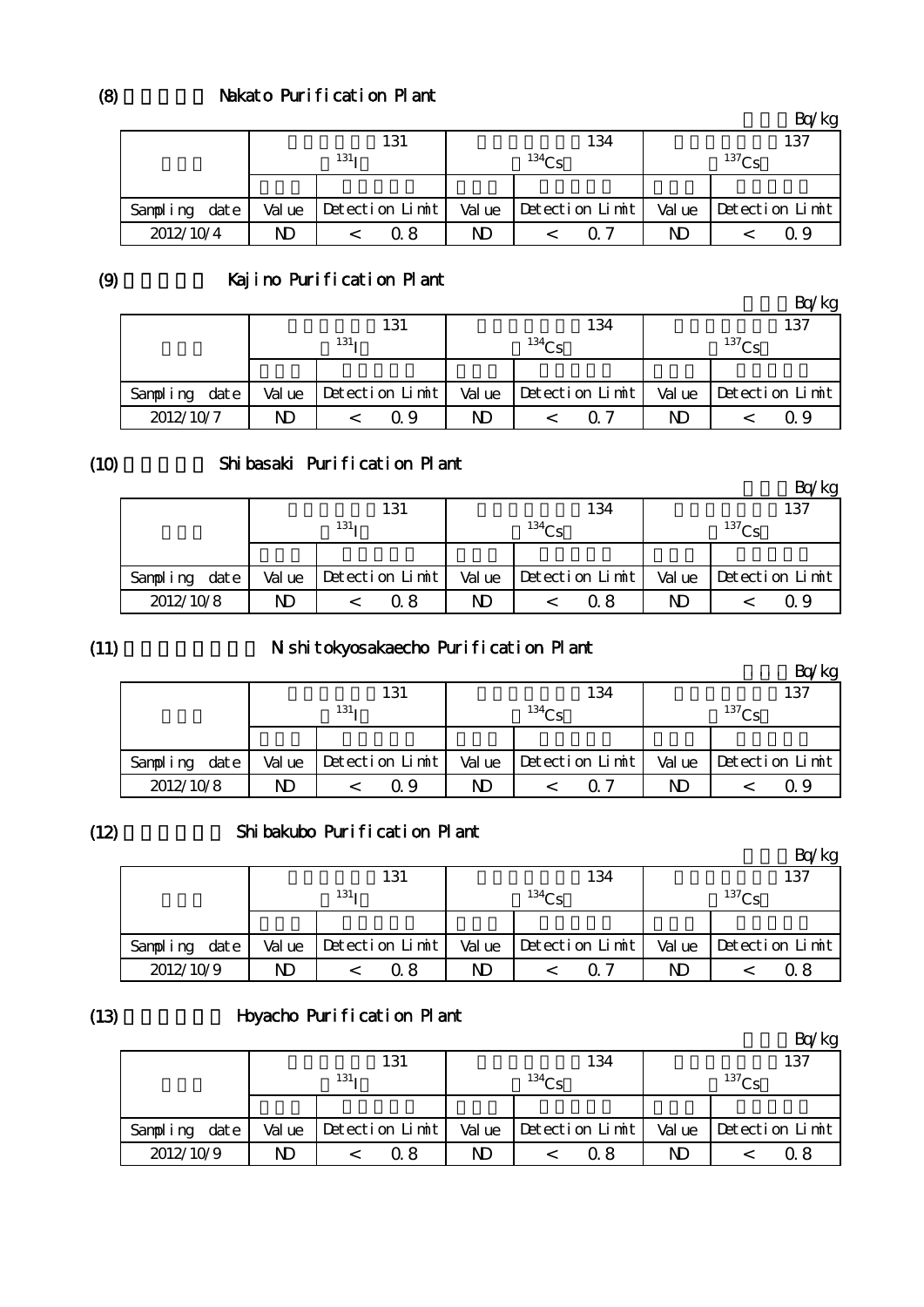## (8) Nakato Purification Plant

Bq/kg

| | 131 $^{131}$I | | 134 $^{134}$Cs | | 137 $^{137}$Cs | |
|---|---|---|---|---|---|---|
| | | | | | | |
| Sampling date | Value | Detection Limit | Value | Detection Limit | Value | Detection Limit |
| 2012/10/4 | ND | < 0.8 | ND | < 0.7 | ND | < 0.9 |

## (9) Kajino Purification Plant

Bq/kg

| | 131 $^{131}$I | | 134 $^{134}$Cs | | 137 $^{137}$Cs | |
|---|---|---|---|---|---|---|
| | | | | | | |
| Sampling date | Value | Detection Limit | Value | Detection Limit | Value | Detection Limit |
| 2012/10/7 | ND | < 0.9 | ND | < 0.7 | ND | < 0.9 |

## (10) Shibasaki Purification Plant

Bq/kg

| | 131 $^{131}$I | | 134 $^{134}$Cs | | 137 $^{137}$Cs | |
|---|---|---|---|---|---|---|
| | | | | | | |
| Sampling date | Value | Detection Limit | Value | Detection Limit | Value | Detection Limit |
| 2012/10/8 | ND | < 0.8 | ND | < 0.8 | ND | < 0.9 |

## (11) Nishitokyosakaecho Purification Plant

Bq/kg

| | 131 $^{131}$I | | 134 $^{134}$Cs | | 137 $^{137}$Cs | |
|---|---|---|---|---|---|---|
| | | | | | | |
| Sampling date | Value | Detection Limit | Value | Detection Limit | Value | Detection Limit |
| 2012/10/8 | ND | < 0.9 | ND | < 0.7 | ND | < 0.9 |

## (12) Shibakubo Purification Plant

Bq/kg

| | 131 $^{131}$I | | 134 $^{134}$Cs | | 137 $^{137}$Cs | |
|---|---|---|---|---|---|---|
| | | | | | | |
| Sampling date | Value | Detection Limit | Value | Detection Limit | Value | Detection Limit |
| 2012/10/9 | ND | < 0.8 | ND | < 0.7 | ND | < 0.8 |

## (13) Hoyacho Purification Plant

Bq/kg

| | 131 $^{131}$I | | 134 $^{134}$Cs | | 137 $^{137}$Cs | |
|---|---|---|---|---|---|---|
| | | | | | | |
| Sampling date | Value | Detection Limit | Value | Detection Limit | Value | Detection Limit |
| 2012/10/9 | ND | < 0.8 | ND | < 0.8 | ND | < 0.8 |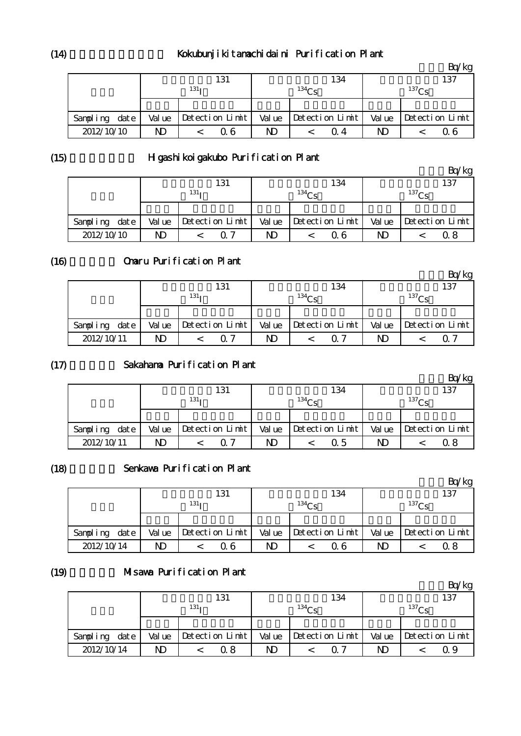### (14) Kokubunjikitamachidaini Purification Plant

Bq/kg

| | 131 $^{131}$I | | 134 $^{134}$Cs | | 137 $^{137}$Cs | |
|---|---|---|---|---|---|---|
| Sampling date | Value | Detection Limit | Value | Detection Limit | Value | Detection Limit |
| 2012/10/10 | ND | < 0.6 | ND | < 0.4 | ND | < 0.6 |

### (15) Higashikoigakubo Purification Plant

Bq/kg

| | 131 $^{131}$I | | 134 $^{134}$Cs | | 137 $^{137}$Cs | |
|---|---|---|---|---|---|---|
| Sampling date | Value | Detection Limit | Value | Detection Limit | Value | Detection Limit |
| 2012/10/10 | ND | < 0.7 | ND | < 0.6 | ND | < 0.8 |

### (16) Omaru Purification Plant

Bq/kg

| | 131 $^{131}$I | | 134 $^{134}$Cs | | 137 $^{137}$Cs | |
|---|---|---|---|---|---|---|
| Sampling date | Value | Detection Limit | Value | Detection Limit | Value | Detection Limit |
| 2012/10/11 | ND | < 0.7 | ND | < 0.7 | ND | < 0.7 |

### (17) Sakahama Purification Plant

Bq/kg

| | 131 $^{131}$I | | 134 $^{134}$Cs | | 137 $^{137}$Cs | |
|---|---|---|---|---|---|---|
| Sampling date | Value | Detection Limit | Value | Detection Limit | Value | Detection Limit |
| 2012/10/11 | ND | < 0.7 | ND | < 0.5 | ND | < 0.8 |

### (18) Senkawa Purification Plant

Bq/kg

| | 131 $^{131}$I | | 134 $^{134}$Cs | | 137 $^{137}$Cs | |
|---|---|---|---|---|---|---|
| Sampling date | Value | Detection Limit | Value | Detection Limit | Value | Detection Limit |
| 2012/10/14 | ND | < 0.6 | ND | < 0.6 | ND | < 0.8 |

### (19) Misawa Purification Plant

Bq/kg

| | 131 $^{131}$I | | 134 $^{134}$Cs | | 137 $^{137}$Cs | |
|---|---|---|---|---|---|---|
| Sampling date | Value | Detection Limit | Value | Detection Limit | Value | Detection Limit |
| 2012/10/14 | ND | < 0.8 | ND | < 0.7 | ND | < 0.9 |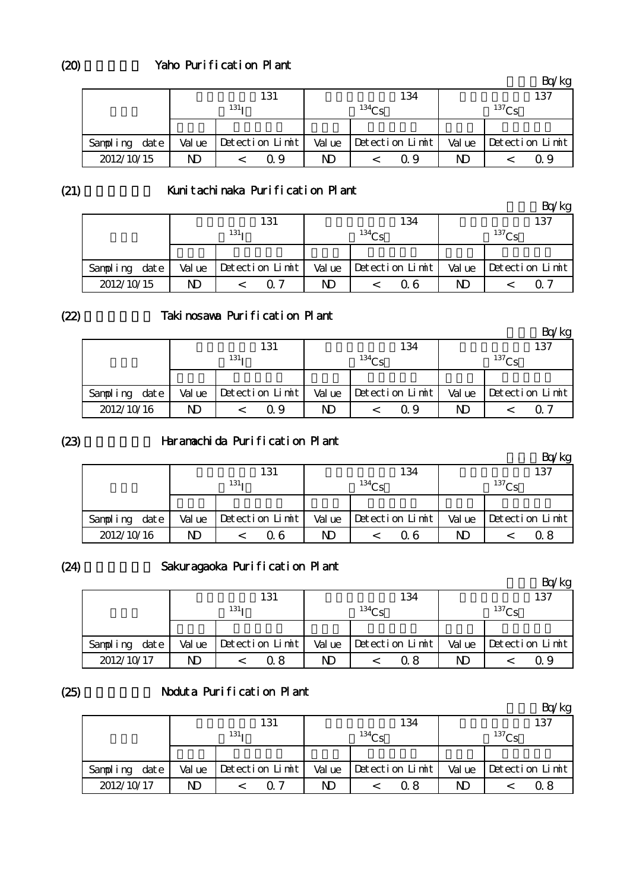## (20) Yaho Purification Plant

Bq/kg

| | 131 $^{131}$I | | 134 $^{134}$Cs | | 137 $^{137}$Cs | |
|---|---|---|---|---|---|---|
| Sampling date | Value | Detection Limit | Value | Detection Limit | Value | Detection Limit |
| 2012/10/15 | ND | < 0.9 | ND | < 0.9 | ND | < 0.9 |

## (21) Kunitachinaka Purification Plant

Bq/kg

| | 131 $^{131}$I | | 134 $^{134}$Cs | | 137 $^{137}$Cs | |
|---|---|---|---|---|---|---|
| Sampling date | Value | Detection Limit | Value | Detection Limit | Value | Detection Limit |
| 2012/10/15 | ND | < 0.7 | ND | < 0.6 | ND | < 0.7 |

## (22) Takinosawa Purification Plant

Bq/kg

| | 131 $^{131}$I | | 134 $^{134}$Cs | | 137 $^{137}$Cs | |
|---|---|---|---|---|---|---|
| Sampling date | Value | Detection Limit | Value | Detection Limit | Value | Detection Limit |
| 2012/10/16 | ND | < 0.9 | ND | < 0.9 | ND | < 0.7 |

## (23) Haramachida Purification Plant

Bq/kg

| | 131 $^{131}$I | | 134 $^{134}$Cs | | 137 $^{137}$Cs | |
|---|---|---|---|---|---|---|
| Sampling date | Value | Detection Limit | Value | Detection Limit | Value | Detection Limit |
| 2012/10/16 | ND | < 0.6 | ND | < 0.6 | ND | < 0.8 |

## (24) Sakuragaoka Purification Plant

Bq/kg

| | 131 $^{131}$I | | 134 $^{134}$Cs | | 137 $^{137}$Cs | |
|---|---|---|---|---|---|---|
| Sampling date | Value | Detection Limit | Value | Detection Limit | Value | Detection Limit |
| 2012/10/17 | ND | < 0.8 | ND | < 0.8 | ND | < 0.9 |

## (25) Noduta Purification Plant

Bq/kg

| | 131 $^{131}$I | | 134 $^{134}$Cs | | 137 $^{137}$Cs | |
|---|---|---|---|---|---|---|
| Sampling date | Value | Detection Limit | Value | Detection Limit | Value | Detection Limit |
| 2012/10/17 | ND | < 0.7 | ND | < 0.8 | ND | < 0.8 |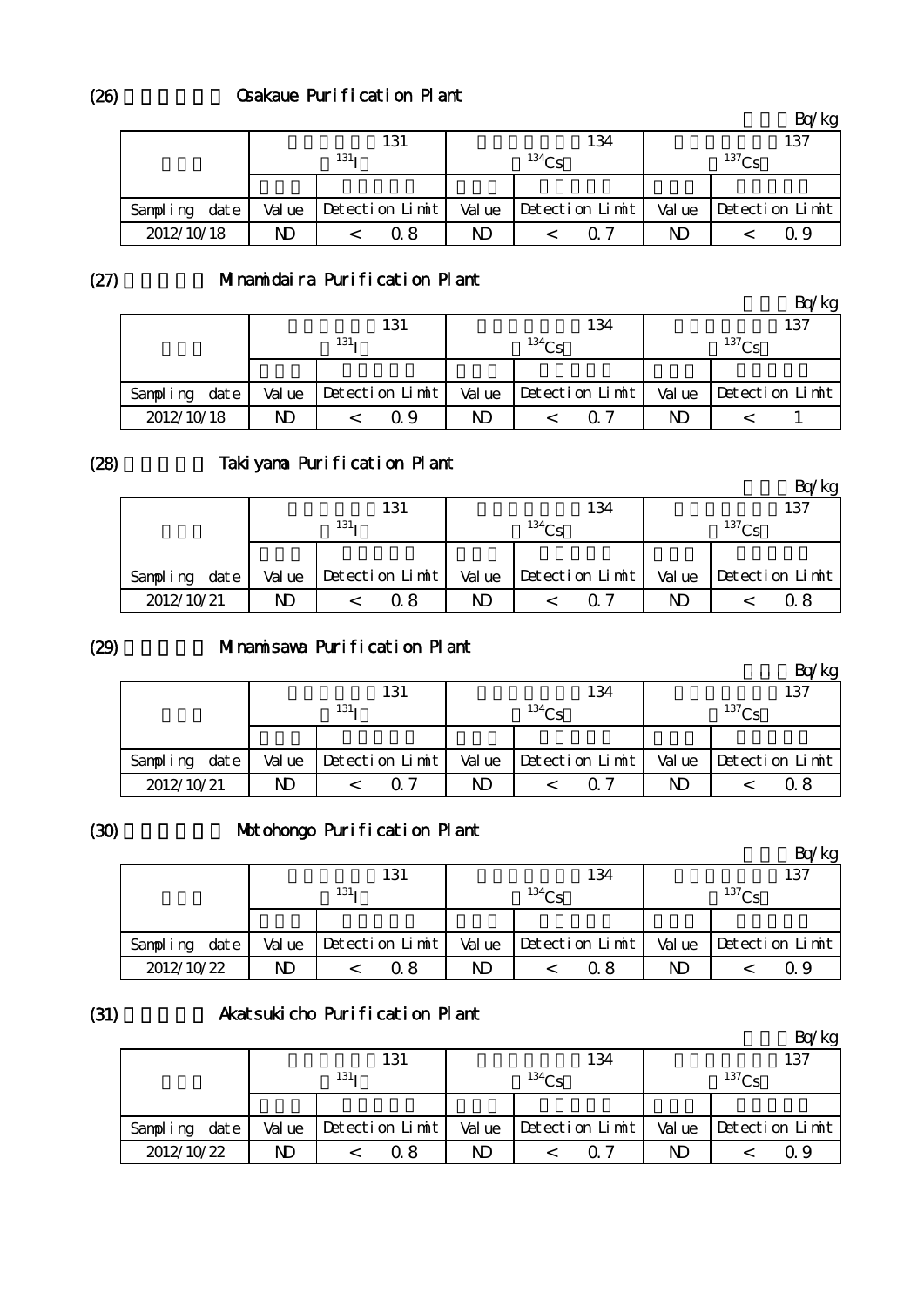## (26) Osakaue Purification Plant

Bq/kg

| | 131 $^{131}I$ | | 134 $^{134}Cs$ | | 137 $^{137}Cs$ | |
|---|---|---|---|---|---|---|
| Sampling date | Value | Detection Limit | Value | Detection Limit | Value | Detection Limit |
| 2012/10/18 | ND | < 0.8 | ND | < 0.7 | ND | < 0.9 |

## (27) Minamidaira Purification Plant

Bq/kg

| | 131 $^{131}I$ | | 134 $^{134}Cs$ | | 137 $^{137}Cs$ | |
|---|---|---|---|---|---|---|
| Sampling date | Value | Detection Limit | Value | Detection Limit | Value | Detection Limit |
| 2012/10/18 | ND | < 0.9 | ND | < 0.7 | ND | < 1 |

## (28) Takiyama Purification Plant

Bq/kg

| | 131 $^{131}I$ | | 134 $^{134}Cs$ | | 137 $^{137}Cs$ | |
|---|---|---|---|---|---|---|
| Sampling date | Value | Detection Limit | Value | Detection Limit | Value | Detection Limit |
| 2012/10/21 | ND | < 0.8 | ND | < 0.7 | ND | < 0.8 |

## (29) Minamisawa Purification Plant

Bq/kg

| | 131 $^{131}I$ | | 134 $^{134}Cs$ | | 137 $^{137}Cs$ | |
|---|---|---|---|---|---|---|
| Sampling date | Value | Detection Limit | Value | Detection Limit | Value | Detection Limit |
| 2012/10/21 | ND | < 0.7 | ND | < 0.7 | ND | < 0.8 |

## (30) Motohongo Purification Plant

Bq/kg

| | 131 $^{131}I$ | | 134 $^{134}Cs$ | | 137 $^{137}Cs$ | |
|---|---|---|---|---|---|---|
| Sampling date | Value | Detection Limit | Value | Detection Limit | Value | Detection Limit |
| 2012/10/22 | ND | < 0.8 | ND | < 0.8 | ND | < 0.9 |

## (31) Akatsukicho Purification Plant

Bq/kg

| | 131 $^{131}I$ | | 134 $^{134}Cs$ | | 137 $^{137}Cs$ | |
|---|---|---|---|---|---|---|
| Sampling date | Value | Detection Limit | Value | Detection Limit | Value | Detection Limit |
| 2012/10/22 | ND | < 0.8 | ND | < 0.7 | ND | < 0.9 |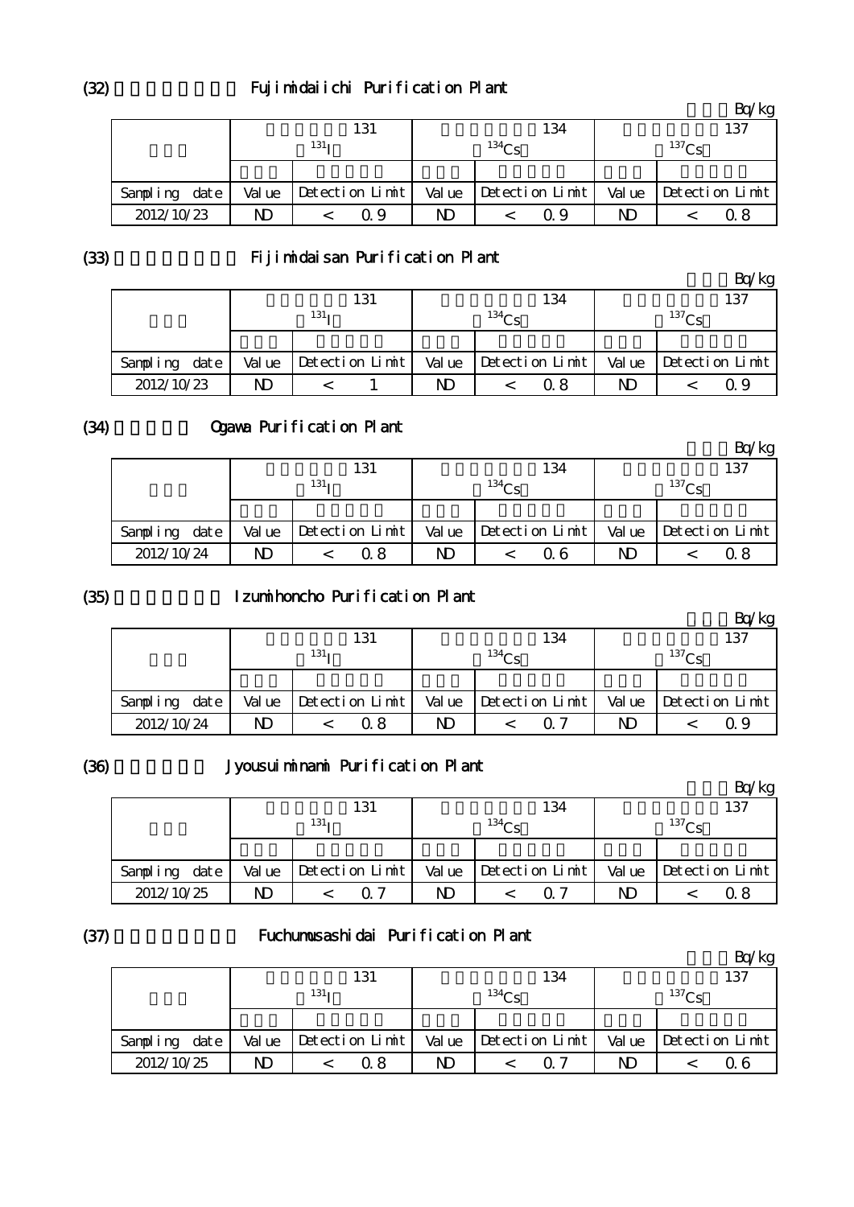(32) Fujimidaiichi Purification Plant

Bq/kg

| | 131 $^{131}$I | | 134 $^{134}$Cs | | 137 $^{137}$Cs | |
|---|---|---|---|---|---|---|
| | | | | | | |
| Sampling date | Value | Detection Limit | Value | Detection Limit | Value | Detection Limit |
| 2012/10/23 | ND | < 0.9 | ND | < 0.9 | ND | < 0.8 |

(33) Fijimidaisan Purification Plant

Bq/kg

| | 131 $^{131}$I | | 134 $^{134}$Cs | | 137 $^{137}$Cs | |
|---|---|---|---|---|---|---|
| | | | | | | |
| Sampling date | Value | Detection Limit | Value | Detection Limit | Value | Detection Limit |
| 2012/10/23 | ND | < 1 | ND | < 0.8 | ND | < 0.9 |

(34) Ogawa Purification Plant

Bq/kg

| | 131 $^{131}$I | | 134 $^{134}$Cs | | 137 $^{137}$Cs | |
|---|---|---|---|---|---|---|
| | | | | | | |
| Sampling date | Value | Detection Limit | Value | Detection Limit | Value | Detection Limit |
| 2012/10/24 | ND | < 0.8 | ND | < 0.6 | ND | < 0.8 |

(35) Izumihoncho Purification Plant

Bq/kg

| | 131 $^{131}$I | | 134 $^{134}$Cs | | 137 $^{137}$Cs | |
|---|---|---|---|---|---|---|
| | | | | | | |
| Sampling date | Value | Detection Limit | Value | Detection Limit | Value | Detection Limit |
| 2012/10/24 | ND | < 0.8 | ND | < 0.7 | ND | < 0.9 |

(36) Jyousuiminami Purification Plant

Bq/kg

| | 131 $^{131}$I | | 134 $^{134}$Cs | | 137 $^{137}$Cs | |
|---|---|---|---|---|---|---|
| | | | | | | |
| Sampling date | Value | Detection Limit | Value | Detection Limit | Value | Detection Limit |
| 2012/10/25 | ND | < 0.7 | ND | < 0.7 | ND | < 0.8 |

(37) Fuchumusashidai Purification Plant

Bq/kg

| | 131 $^{131}$I | | 134 $^{134}$Cs | | 137 $^{137}$Cs | |
|---|---|---|---|---|---|---|
| | | | | | | |
| Sampling date | Value | Detection Limit | Value | Detection Limit | Value | Detection Limit |
| 2012/10/25 | ND | < 0.8 | ND | < 0.7 | ND | < 0.6 |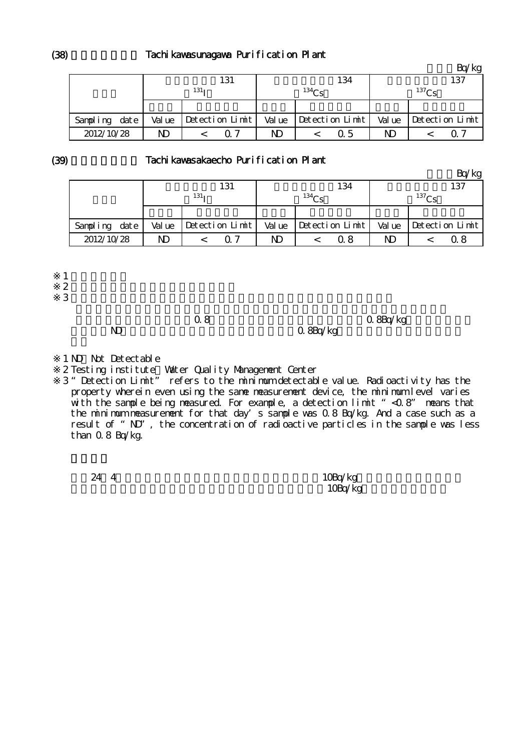(38) Tachikawasunagawa Purification Plant

Bq/kg

| | 131 $^{131}$I | | 134 $^{134}$Cs | | 137 $^{137}$Cs | |
|---|---|---|---|---|---|---|
| | | | | | | |
| Sampling date | Value | Detection Limit | Value | Detection Limit | Value | Detection Limit |
| 2012/10/28 | ND | < 0.7 | ND | < 0.5 | ND | < 0.7 |

(39) Tachikawasakaecho Purification Plant

Bq/kg

| | 131 $^{131}$I | | 134 $^{134}$Cs | | 137 $^{137}$Cs | |
|---|---|---|---|---|---|---|
| | | | | | | |
| Sampling date | Value | Detection Limit | Value | Detection Limit | Value | Detection Limit |
| 2012/10/28 | ND | < 0.7 | ND | < 0.8 | ND | < 0.8 |

※1
※2
※3

0.8 0.8Bq/kg
ND 0.8Bq/kg

※1 ND Not Detectable
※2 Testing institute Water Quality Management Center
※3 "Detection Limit" refers to the minimum detectable value. Radioactivity has the property wherein even using the same measurement device, the minimum level varies with the sample being measured. For example, a detection limit "<0.8" means that the minimum measurement for that day's sample was 0.8 Bq/kg. And a case such as a result of "ND", the concentration of radioactive particles in the sample was less than 0.8 Bq/kg.

24 4 10Bq/kg
10Bq/kg